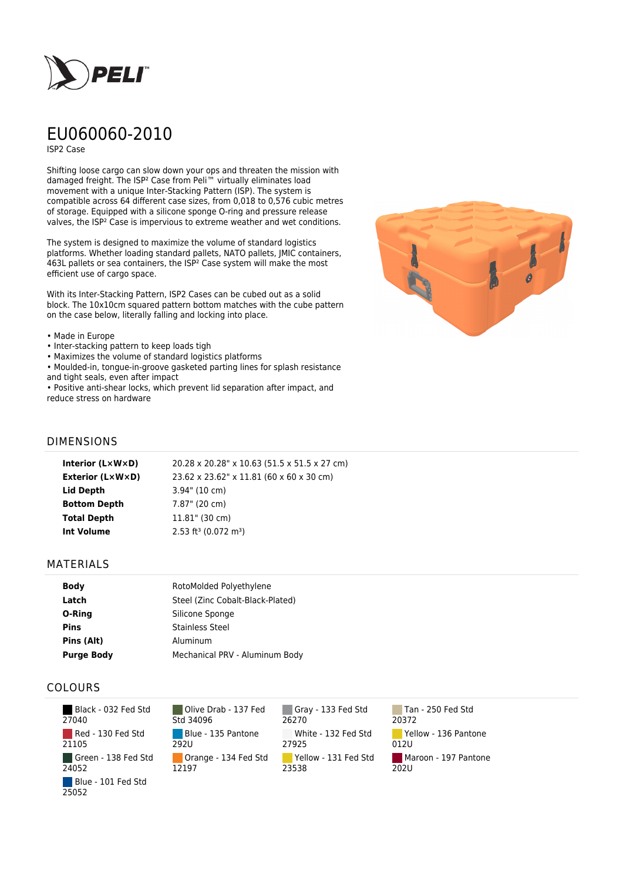# EU060060-2010

ISP2 Case

Shifting loose cargo can slow down your ops and threaten the mission with damaged freight. The ISP² Case from Peli™ virtually eliminates load movement with a unique Inter-Stacking Pattern (ISP). The system is compatible across 64 different case sizes, from 0,018 to 0,576 cubic metres of storage. Equipped with a silicone sponge O-ring and pressure release valves, the ISP² Case is impervious to extreme weather and wet conditions.

The system is designed to maximize the volume of standard logistics platforms. Whether loading standard pallets, NATO pallets, JMIC containers, 463L pallets or sea containers, the ISP² Case system will make the most efficient use of cargo space.

With its Inter-Stacking Pattern, ISP2 Cases can be cubed out as a solid block. The 10x10cm squared pattern bottom matches with the cube pattern on the case below, literally falling and locking into place.

- Made in Europe
- Inter-stacking pattern to keep loads tigh
- Maximizes the volume of standard logistics platforms
- Moulded-in, tongue-in-groove gasketed parting lines for splash resistance and tight seals, even after impact
- Positive anti-shear locks, which prevent lid separation after impact, and reduce stress on hardware

## DIMENSIONS

| | |
|---|---|
| **Interior (L×W×D)** | 20.28 x 20.28" x 10.63 (51.5 x 51.5 x 27 cm) |
| **Exterior (L×W×D)** | 23.62 x 23.62" x 11.81 (60 x 60 x 30 cm) |
| **Lid Depth** | 3.94" (10 cm) |
| **Bottom Depth** | 7.87" (20 cm) |
| **Total Depth** | 11.81" (30 cm) |
| **Int Volume** | 2.53 ft³ (0.072 m³) |

## MATERIALS

| | |
|---|---|
| **Body** | RotoMolded Polyethylene |
| **Latch** | Steel (Zinc Cobalt-Black-Plated) |
| **O-Ring** | Silicone Sponge |
| **Pins** | Stainless Steel |
| **Pins (Alt)** | Aluminum |
| **Purge Body** | Mechanical PRV - Aluminum Body |

## COLOURS

| | | | |
|---|---|---|---|
| Black - 032 Fed Std 27040 | Olive Drab - 137 Fed Std 34096 | Gray - 133 Fed Std 26270 | Tan - 250 Fed Std 20372 |
| Red - 130 Fed Std 21105 | Blue - 135 Pantone 292U | White - 132 Fed Std 27925 | Yellow - 136 Pantone 012U |
| Green - 138 Fed Std 24052 | Orange - 134 Fed Std 12197 | Yellow - 131 Fed Std 23538 | Maroon - 197 Pantone 202U |
| Blue - 101 Fed Std 25052 | | | |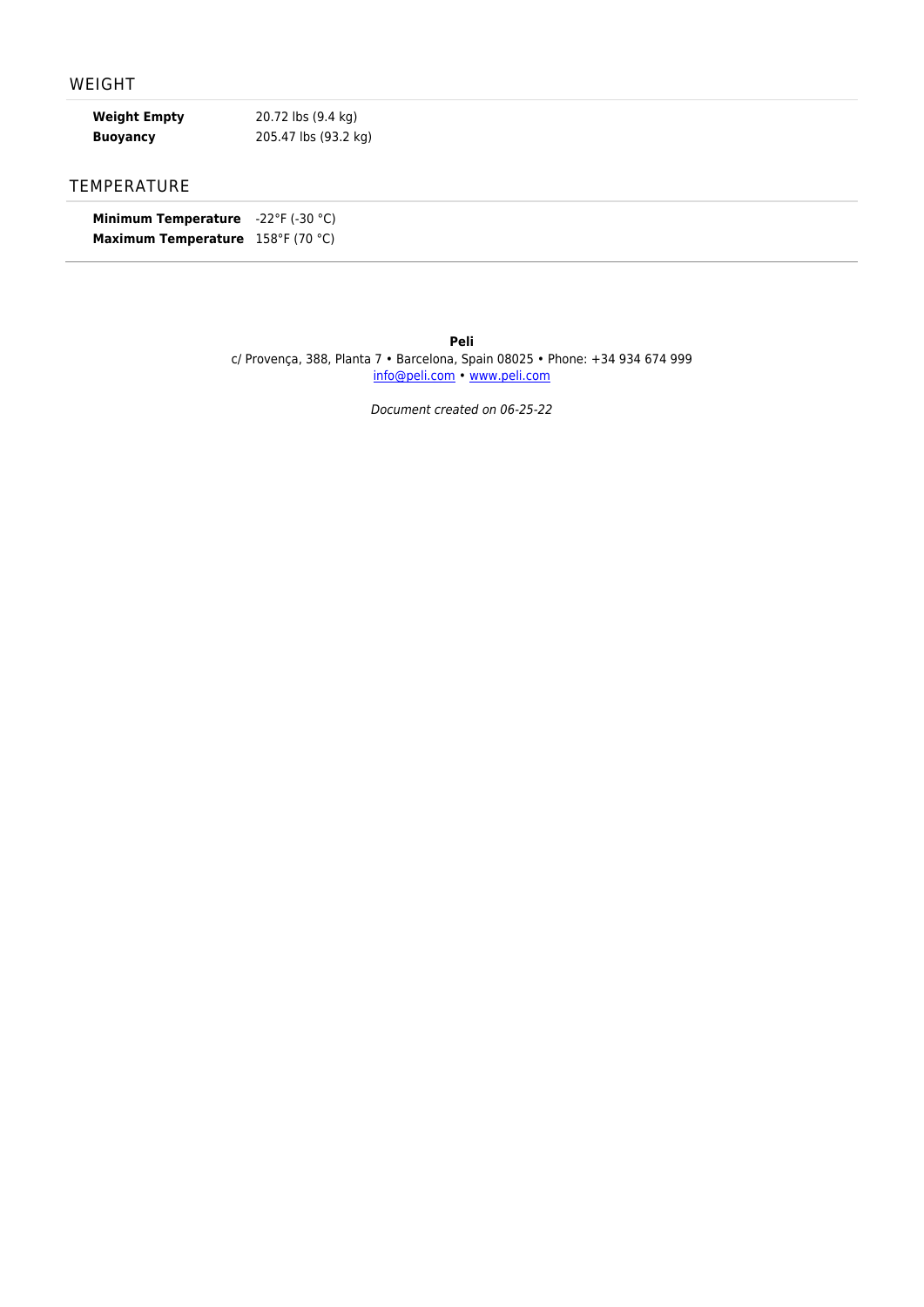## WEIGHT

| | |
|---|---|
| **Weight Empty** | 20.72 lbs (9.4 kg) |
| **Buoyancy** | 205.47 lbs (93.2 kg) |

## TEMPERATURE

| | |
|---|---|
| **Minimum Temperature** | -22°F (-30 °C) |
| **Maximum Temperature** | 158°F (70 °C) |

---

**Peli**
c/ Provença, 388, Planta 7 • Barcelona, Spain 08025 • Phone: +34 934 674 999
info@peli.com • www.peli.com

*Document created on 06-25-22*